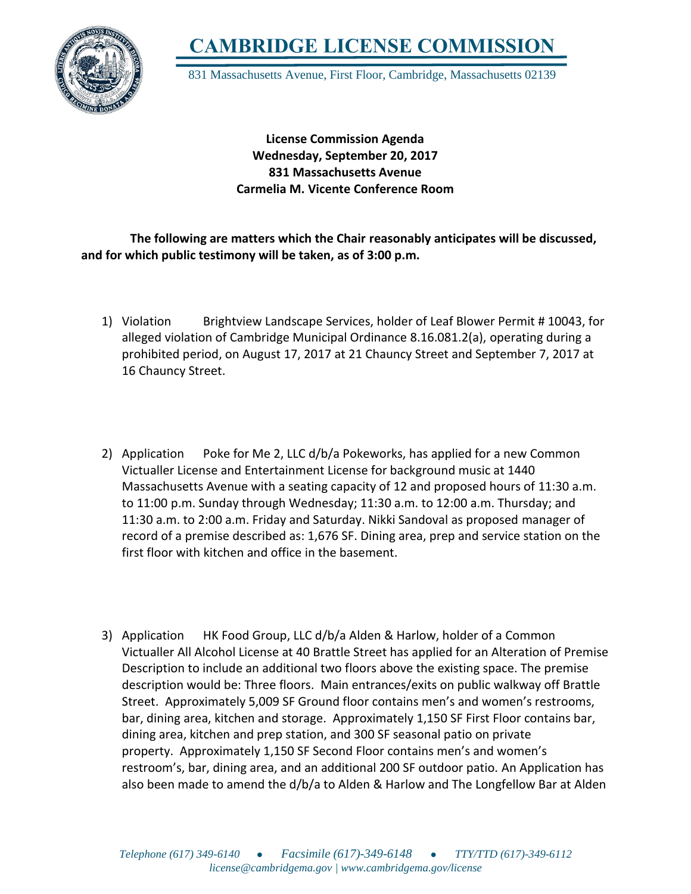# CAMBRIDGE LICENSE COMMISSION

831 Massachusetts Avenue, First Floor, Cambridge, Massachusetts 02139

**License Commission Agenda**
**Wednesday, September 20, 2017**
**831 Massachusetts Avenue**
**Carmelia M. Vicente Conference Room**

**The following are matters which the Chair reasonably anticipates will be discussed, and for which public testimony will be taken, as of 3:00 p.m.**

1) Violation Brightview Landscape Services, holder of Leaf Blower Permit # 10043, for alleged violation of Cambridge Municipal Ordinance 8.16.081.2(a), operating during a prohibited period, on August 17, 2017 at 21 Chauncy Street and September 7, 2017 at 16 Chauncy Street.

2) Application Poke for Me 2, LLC d/b/a Pokeworks, has applied for a new Common Victualler License and Entertainment License for background music at 1440 Massachusetts Avenue with a seating capacity of 12 and proposed hours of 11:30 a.m. to 11:00 p.m. Sunday through Wednesday; 11:30 a.m. to 12:00 a.m. Thursday; and 11:30 a.m. to 2:00 a.m. Friday and Saturday. Nikki Sandoval as proposed manager of record of a premise described as: 1,676 SF. Dining area, prep and service station on the first floor with kitchen and office in the basement.

3) Application HK Food Group, LLC d/b/a Alden & Harlow, holder of a Common Victualler All Alcohol License at 40 Brattle Street has applied for an Alteration of Premise Description to include an additional two floors above the existing space. The premise description would be: Three floors. Main entrances/exits on public walkway off Brattle Street. Approximately 5,009 SF Ground floor contains men's and women's restrooms, bar, dining area, kitchen and storage. Approximately 1,150 SF First Floor contains bar, dining area, kitchen and prep station, and 300 SF seasonal patio on private property. Approximately 1,150 SF Second Floor contains men's and women's restroom's, bar, dining area, and an additional 200 SF outdoor patio. An Application has also been made to amend the d/b/a to Alden & Harlow and The Longfellow Bar at Alden

*Telephone (617) 349-6140 • Facsimile (617)-349-6148 • TTY/TTD (617)-349-6112*
*license@cambridgema.gov | www.cambridgema.gov/license*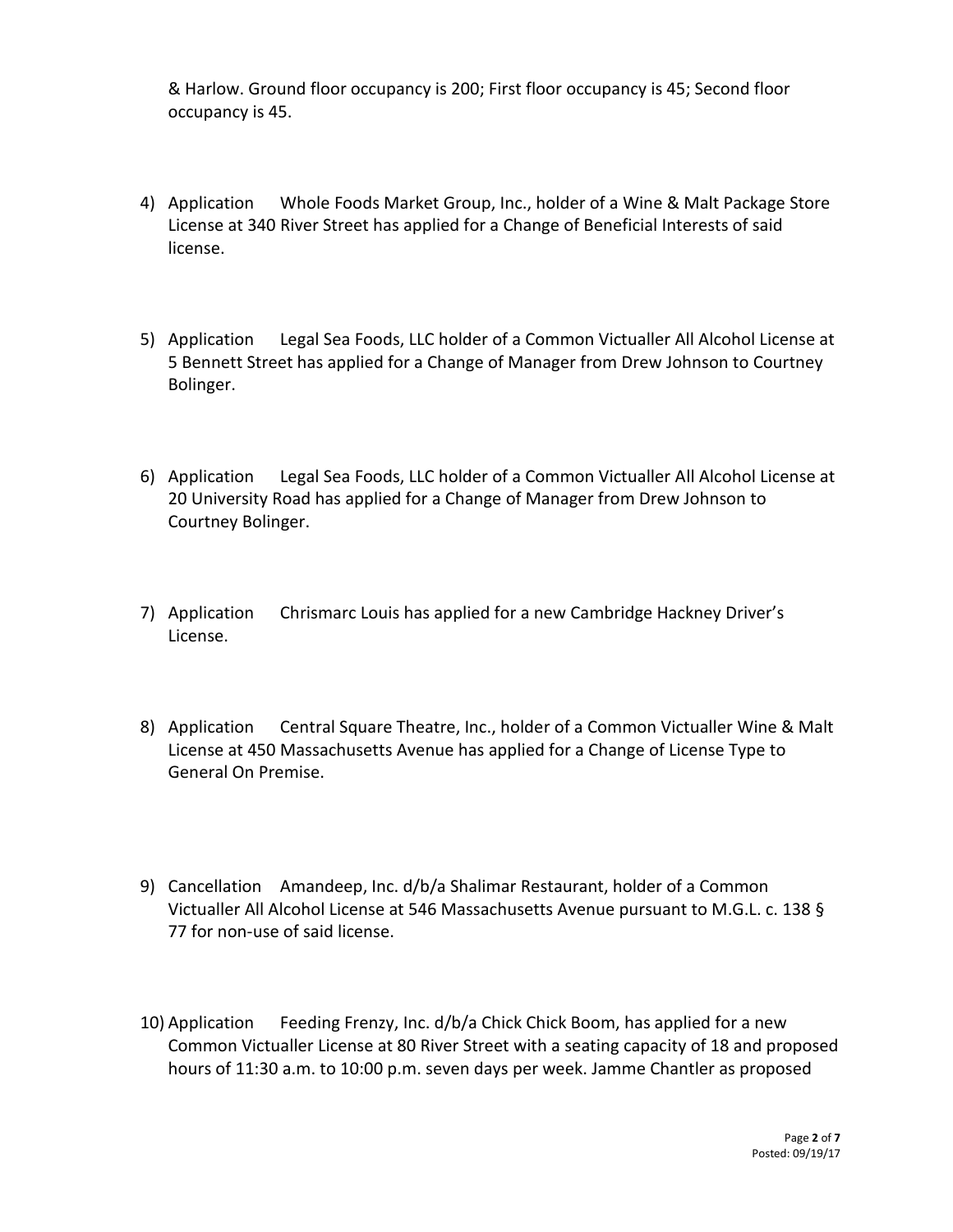& Harlow. Ground floor occupancy is 200; First floor occupancy is 45; Second floor occupancy is 45.

4) Application  Whole Foods Market Group, Inc., holder of a Wine & Malt Package Store License at 340 River Street has applied for a Change of Beneficial Interests of said license.

5) Application  Legal Sea Foods, LLC holder of a Common Victualler All Alcohol License at 5 Bennett Street has applied for a Change of Manager from Drew Johnson to Courtney Bolinger.

6) Application  Legal Sea Foods, LLC holder of a Common Victualler All Alcohol License at 20 University Road has applied for a Change of Manager from Drew Johnson to Courtney Bolinger.

7) Application  Chrismarc Louis has applied for a new Cambridge Hackney Driver's License.

8) Application  Central Square Theatre, Inc., holder of a Common Victualler Wine & Malt License at 450 Massachusetts Avenue has applied for a Change of License Type to General On Premise.

9) Cancellation  Amandeep, Inc. d/b/a Shalimar Restaurant, holder of a Common Victualler All Alcohol License at 546 Massachusetts Avenue pursuant to M.G.L. c. 138 § 77 for non-use of said license.

10) Application  Feeding Frenzy, Inc. d/b/a Chick Chick Boom, has applied for a new Common Victualler License at 80 River Street with a seating capacity of 18 and proposed hours of 11:30 a.m. to 10:00 p.m. seven days per week. Jamme Chantler as proposed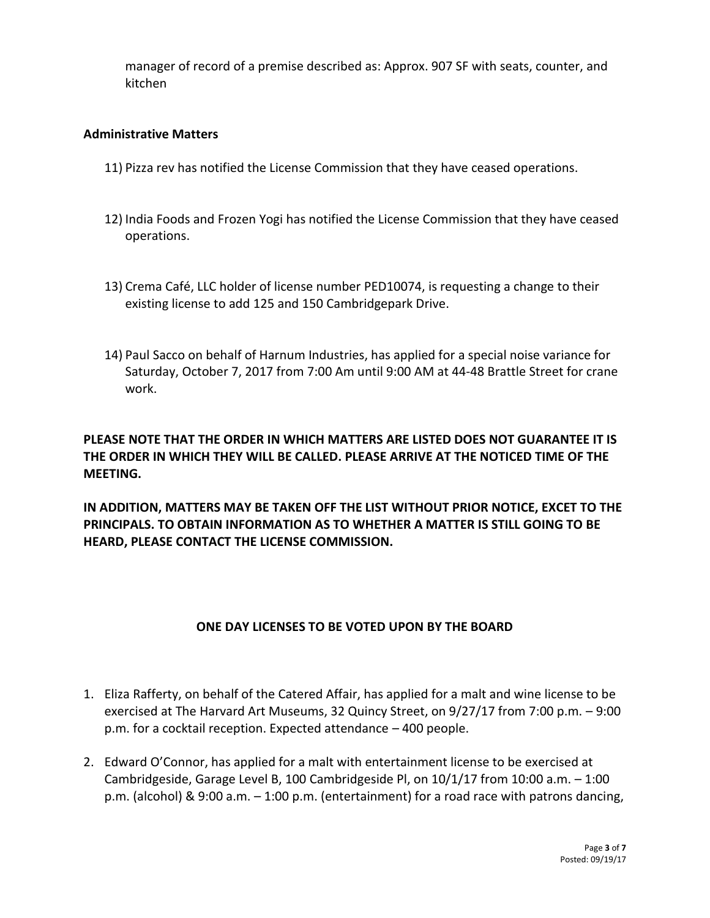manager of record of a premise described as: Approx. 907 SF with seats, counter, and kitchen

**Administrative Matters**

11) Pizza rev has notified the License Commission that they have ceased operations.

12) India Foods and Frozen Yogi has notified the License Commission that they have ceased operations.

13) Crema Café, LLC holder of license number PED10074, is requesting a change to their existing license to add 125 and 150 Cambridgepark Drive.

14) Paul Sacco on behalf of Harnum Industries, has applied for a special noise variance for Saturday, October 7, 2017 from 7:00 Am until 9:00 AM at 44-48 Brattle Street for crane work.

**PLEASE NOTE THAT THE ORDER IN WHICH MATTERS ARE LISTED DOES NOT GUARANTEE IT IS THE ORDER IN WHICH THEY WILL BE CALLED. PLEASE ARRIVE AT THE NOTICED TIME OF THE MEETING.**

**IN ADDITION, MATTERS MAY BE TAKEN OFF THE LIST WITHOUT PRIOR NOTICE, EXCET TO THE PRINCIPALS. TO OBTAIN INFORMATION AS TO WHETHER A MATTER IS STILL GOING TO BE HEARD, PLEASE CONTACT THE LICENSE COMMISSION.**

**ONE DAY LICENSES TO BE VOTED UPON BY THE BOARD**

1. Eliza Rafferty, on behalf of the Catered Affair, has applied for a malt and wine license to be exercised at The Harvard Art Museums, 32 Quincy Street, on 9/27/17 from 7:00 p.m. – 9:00 p.m. for a cocktail reception. Expected attendance – 400 people.

2. Edward O'Connor, has applied for a malt with entertainment license to be exercised at Cambridgeside, Garage Level B, 100 Cambridgeside Pl, on 10/1/17 from 10:00 a.m. – 1:00 p.m. (alcohol) & 9:00 a.m. – 1:00 p.m. (entertainment) for a road race with patrons dancing,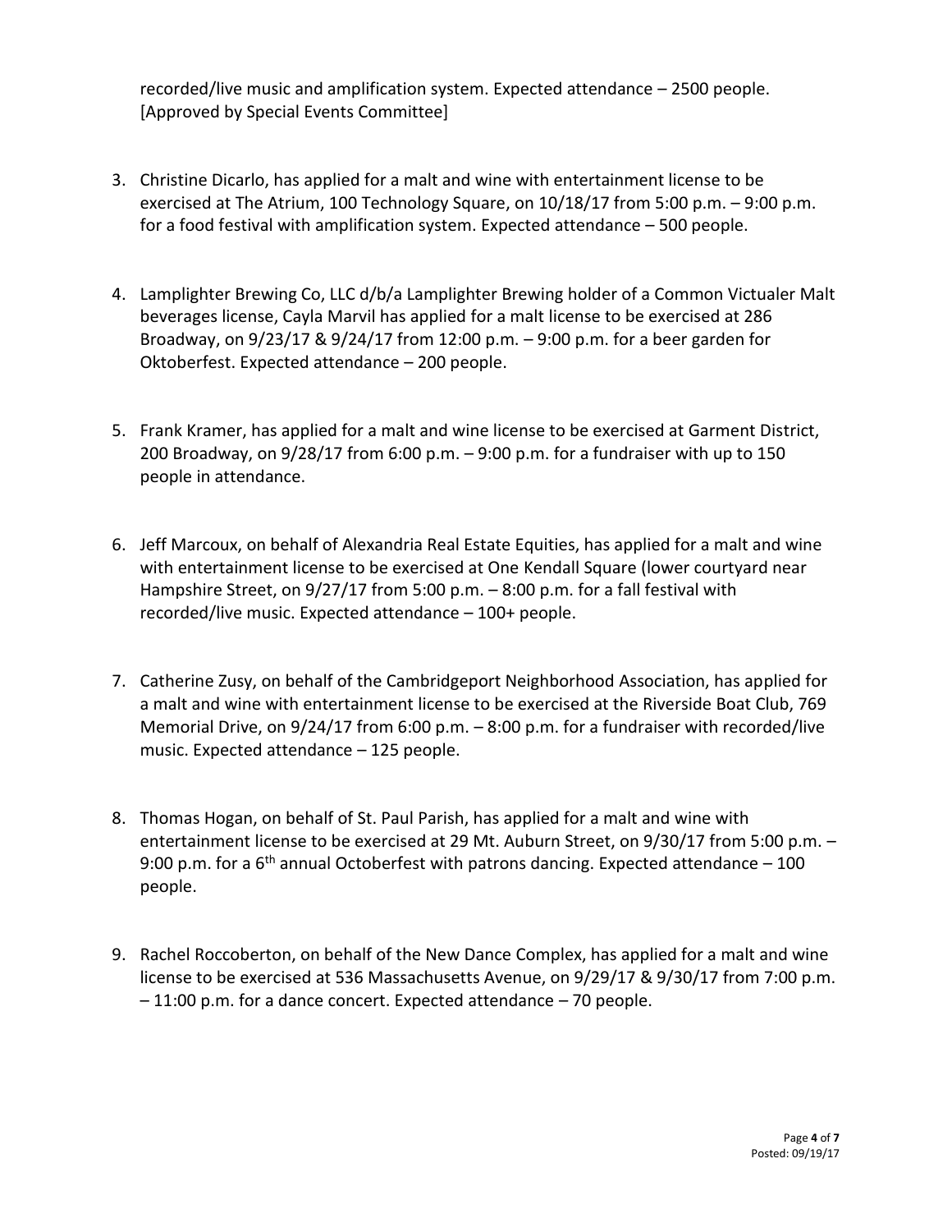recorded/live music and amplification system. Expected attendance – 2500 people. [Approved by Special Events Committee]

3. Christine Dicarlo, has applied for a malt and wine with entertainment license to be exercised at The Atrium, 100 Technology Square, on 10/18/17 from 5:00 p.m. – 9:00 p.m. for a food festival with amplification system. Expected attendance – 500 people.

4. Lamplighter Brewing Co, LLC d/b/a Lamplighter Brewing holder of a Common Victualer Malt beverages license, Cayla Marvil has applied for a malt license to be exercised at 286 Broadway, on 9/23/17 & 9/24/17 from 12:00 p.m. – 9:00 p.m. for a beer garden for Oktoberfest. Expected attendance – 200 people.

5. Frank Kramer, has applied for a malt and wine license to be exercised at Garment District, 200 Broadway, on 9/28/17 from 6:00 p.m. – 9:00 p.m. for a fundraiser with up to 150 people in attendance.

6. Jeff Marcoux, on behalf of Alexandria Real Estate Equities, has applied for a malt and wine with entertainment license to be exercised at One Kendall Square (lower courtyard near Hampshire Street, on 9/27/17 from 5:00 p.m. – 8:00 p.m. for a fall festival with recorded/live music. Expected attendance – 100+ people.

7. Catherine Zusy, on behalf of the Cambridgeport Neighborhood Association, has applied for a malt and wine with entertainment license to be exercised at the Riverside Boat Club, 769 Memorial Drive, on 9/24/17 from 6:00 p.m. – 8:00 p.m. for a fundraiser with recorded/live music. Expected attendance – 125 people.

8. Thomas Hogan, on behalf of St. Paul Parish, has applied for a malt and wine with entertainment license to be exercised at 29 Mt. Auburn Street, on 9/30/17 from 5:00 p.m. – 9:00 p.m. for a 6th annual Octoberfest with patrons dancing. Expected attendance – 100 people.

9. Rachel Roccoberton, on behalf of the New Dance Complex, has applied for a malt and wine license to be exercised at 536 Massachusetts Avenue, on 9/29/17 & 9/30/17 from 7:00 p.m. – 11:00 p.m. for a dance concert. Expected attendance – 70 people.

Posted: 09/19/17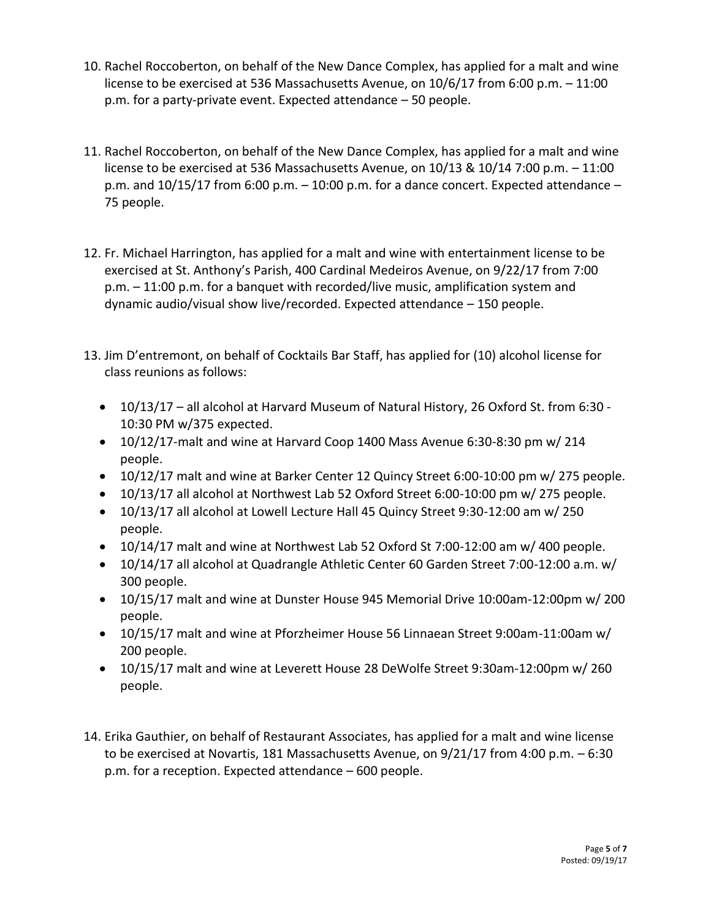10. Rachel Roccoberton, on behalf of the New Dance Complex, has applied for a malt and wine license to be exercised at 536 Massachusetts Avenue, on 10/6/17 from 6:00 p.m. – 11:00 p.m. for a party-private event. Expected attendance – 50 people.

11. Rachel Roccoberton, on behalf of the New Dance Complex, has applied for a malt and wine license to be exercised at 536 Massachusetts Avenue, on 10/13 & 10/14 7:00 p.m. – 11:00 p.m. and 10/15/17 from 6:00 p.m. – 10:00 p.m. for a dance concert. Expected attendance – 75 people.

12. Fr. Michael Harrington, has applied for a malt and wine with entertainment license to be exercised at St. Anthony's Parish, 400 Cardinal Medeiros Avenue, on 9/22/17 from 7:00 p.m. – 11:00 p.m. for a banquet with recorded/live music, amplification system and dynamic audio/visual show live/recorded. Expected attendance – 150 people.

13. Jim D'entremont, on behalf of Cocktails Bar Staff, has applied for (10) alcohol license for class reunions as follows:

    - 10/13/17 – all alcohol at Harvard Museum of Natural History, 26 Oxford St. from 6:30 - 10:30 PM w/375 expected.
    - 10/12/17-malt and wine at Harvard Coop 1400 Mass Avenue 6:30-8:30 pm w/ 214 people.
    - 10/12/17 malt and wine at Barker Center 12 Quincy Street 6:00-10:00 pm w/ 275 people.
    - 10/13/17 all alcohol at Northwest Lab 52 Oxford Street 6:00-10:00 pm w/ 275 people.
    - 10/13/17 all alcohol at Lowell Lecture Hall 45 Quincy Street 9:30-12:00 am w/ 250 people.
    - 10/14/17 malt and wine at Northwest Lab 52 Oxford St 7:00-12:00 am w/ 400 people.
    - 10/14/17 all alcohol at Quadrangle Athletic Center 60 Garden Street 7:00-12:00 a.m. w/ 300 people.
    - 10/15/17 malt and wine at Dunster House 945 Memorial Drive 10:00am-12:00pm w/ 200 people.
    - 10/15/17 malt and wine at Pforzheimer House 56 Linnaean Street 9:00am-11:00am w/ 200 people.
    - 10/15/17 malt and wine at Leverett House 28 DeWolfe Street 9:30am-12:00pm w/ 260 people.

14. Erika Gauthier, on behalf of Restaurant Associates, has applied for a malt and wine license to be exercised at Novartis, 181 Massachusetts Avenue, on 9/21/17 from 4:00 p.m. – 6:30 p.m. for a reception. Expected attendance – 600 people.

Posted: 09/19/17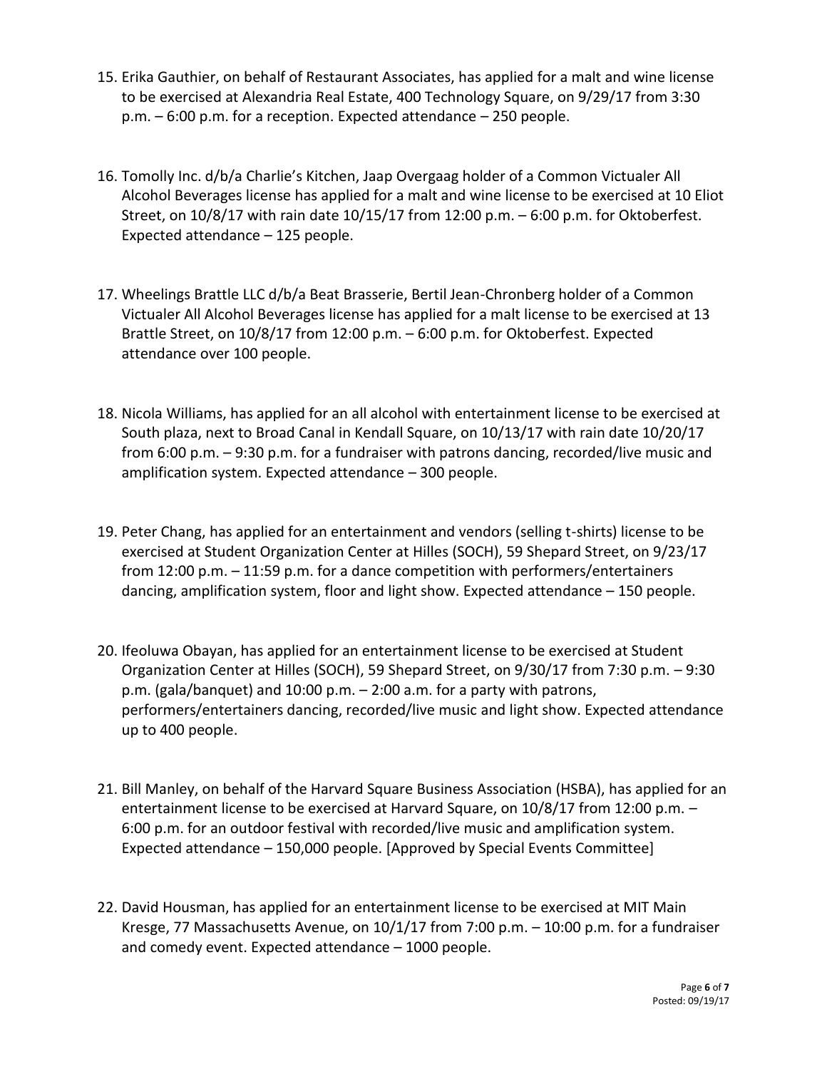15. Erika Gauthier, on behalf of Restaurant Associates, has applied for a malt and wine license to be exercised at Alexandria Real Estate, 400 Technology Square, on 9/29/17 from 3:30 p.m. – 6:00 p.m. for a reception. Expected attendance – 250 people.

16. Tomolly Inc. d/b/a Charlie's Kitchen, Jaap Overgaag holder of a Common Victualer All Alcohol Beverages license has applied for a malt and wine license to be exercised at 10 Eliot Street, on 10/8/17 with rain date 10/15/17 from 12:00 p.m. – 6:00 p.m. for Oktoberfest. Expected attendance – 125 people.

17. Wheelings Brattle LLC d/b/a Beat Brasserie, Bertil Jean-Chronberg holder of a Common Victualer All Alcohol Beverages license has applied for a malt license to be exercised at 13 Brattle Street, on 10/8/17 from 12:00 p.m. – 6:00 p.m. for Oktoberfest. Expected attendance over 100 people.

18. Nicola Williams, has applied for an all alcohol with entertainment license to be exercised at South plaza, next to Broad Canal in Kendall Square, on 10/13/17 with rain date 10/20/17 from 6:00 p.m. – 9:30 p.m. for a fundraiser with patrons dancing, recorded/live music and amplification system. Expected attendance – 300 people.

19. Peter Chang, has applied for an entertainment and vendors (selling t-shirts) license to be exercised at Student Organization Center at Hilles (SOCH), 59 Shepard Street, on 9/23/17 from 12:00 p.m. – 11:59 p.m. for a dance competition with performers/entertainers dancing, amplification system, floor and light show. Expected attendance – 150 people.

20. Ifeoluwa Obayan, has applied for an entertainment license to be exercised at Student Organization Center at Hilles (SOCH), 59 Shepard Street, on 9/30/17 from 7:30 p.m. – 9:30 p.m. (gala/banquet) and 10:00 p.m. – 2:00 a.m. for a party with patrons, performers/entertainers dancing, recorded/live music and light show. Expected attendance up to 400 people.

21. Bill Manley, on behalf of the Harvard Square Business Association (HSBA), has applied for an entertainment license to be exercised at Harvard Square, on 10/8/17 from 12:00 p.m. – 6:00 p.m. for an outdoor festival with recorded/live music and amplification system. Expected attendance – 150,000 people. [Approved by Special Events Committee]

22. David Housman, has applied for an entertainment license to be exercised at MIT Main Kresge, 77 Massachusetts Avenue, on 10/1/17 from 7:00 p.m. – 10:00 p.m. for a fundraiser and comedy event. Expected attendance – 1000 people.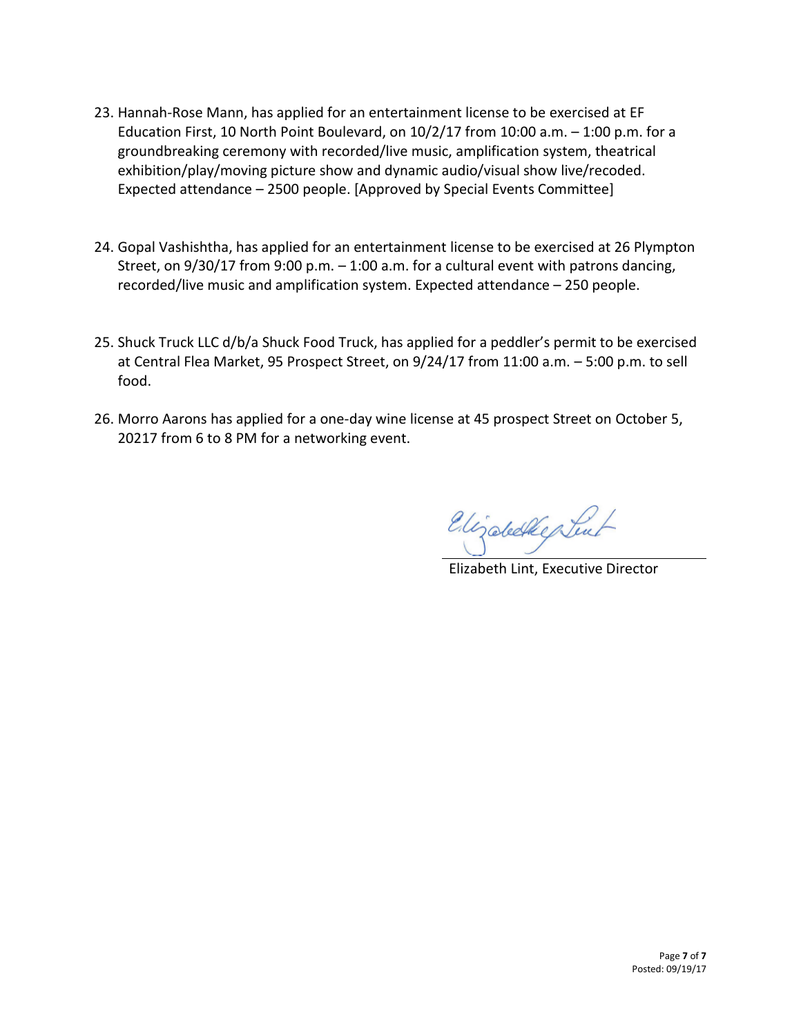23. Hannah-Rose Mann, has applied for an entertainment license to be exercised at EF Education First, 10 North Point Boulevard, on 10/2/17 from 10:00 a.m. – 1:00 p.m. for a groundbreaking ceremony with recorded/live music, amplification system, theatrical exhibition/play/moving picture show and dynamic audio/visual show live/recoded. Expected attendance – 2500 people. [Approved by Special Events Committee]

24. Gopal Vashishtha, has applied for an entertainment license to be exercised at 26 Plympton Street, on 9/30/17 from 9:00 p.m. – 1:00 a.m. for a cultural event with patrons dancing, recorded/live music and amplification system. Expected attendance – 250 people.

25. Shuck Truck LLC d/b/a Shuck Food Truck, has applied for a peddler's permit to be exercised at Central Flea Market, 95 Prospect Street, on 9/24/17 from 11:00 a.m. – 5:00 p.m. to sell food.

26. Morro Aarons has applied for a one-day wine license at 45 prospect Street on October 5, 20217 from 6 to 8 PM for a networking event.

Elizabeth Lint, Executive Director

Posted: 09/19/17